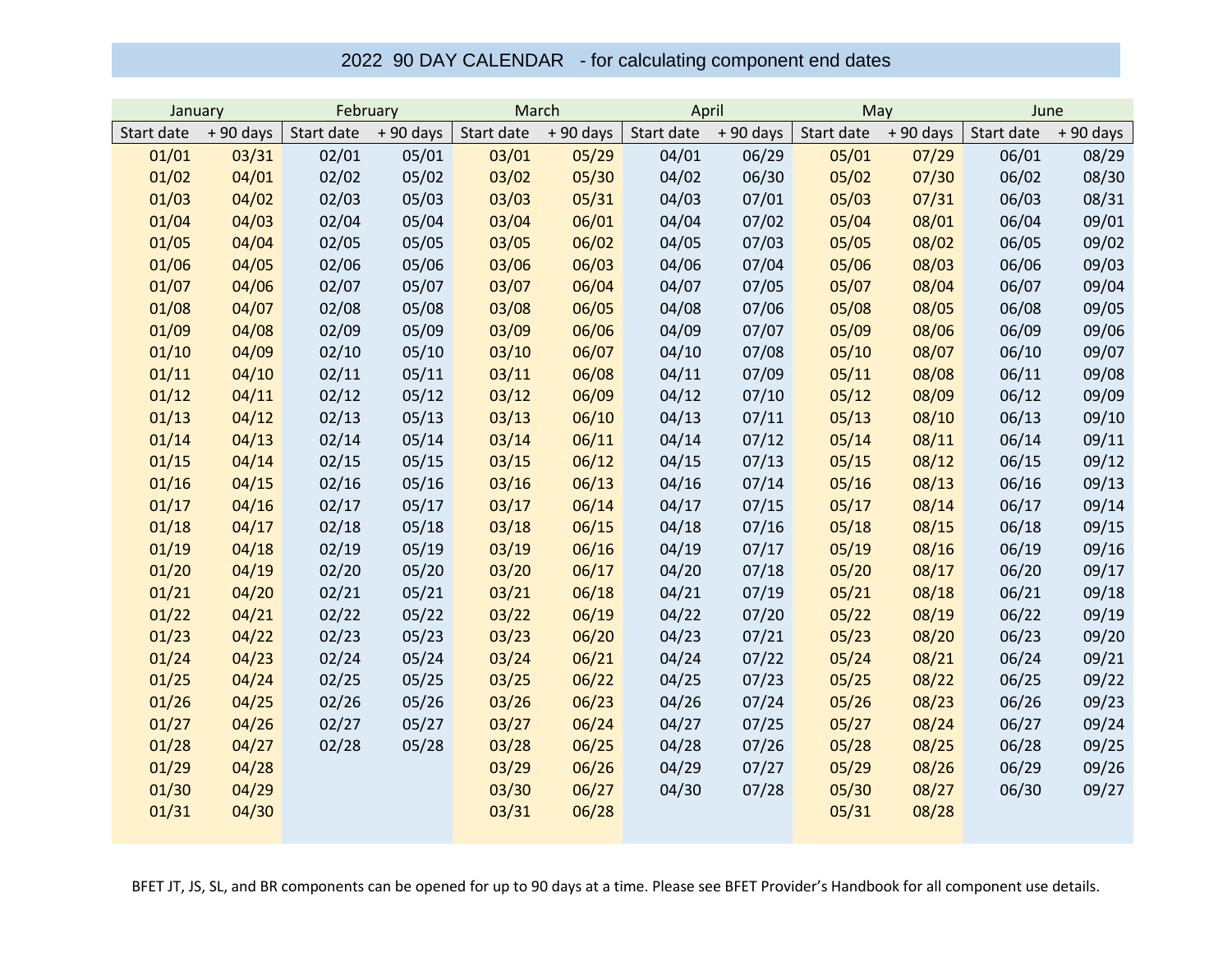# 2022 90 DAY CALENDAR - for calculating component end dates

| January | | February | | March | | April | | May | | June | |
|---|---|---|---|---|---|---|---|---|---|---|---|
| Start date | + 90 days | Start date | + 90 days | Start date | + 90 days | Start date | + 90 days | Start date | + 90 days | Start date | + 90 days |
| 01/01 | 03/31 | 02/01 | 05/01 | 03/01 | 05/29 | 04/01 | 06/29 | 05/01 | 07/29 | 06/01 | 08/29 |
| 01/02 | 04/01 | 02/02 | 05/02 | 03/02 | 05/30 | 04/02 | 06/30 | 05/02 | 07/30 | 06/02 | 08/30 |
| 01/03 | 04/02 | 02/03 | 05/03 | 03/03 | 05/31 | 04/03 | 07/01 | 05/03 | 07/31 | 06/03 | 08/31 |
| 01/04 | 04/03 | 02/04 | 05/04 | 03/04 | 06/01 | 04/04 | 07/02 | 05/04 | 08/01 | 06/04 | 09/01 |
| 01/05 | 04/04 | 02/05 | 05/05 | 03/05 | 06/02 | 04/05 | 07/03 | 05/05 | 08/02 | 06/05 | 09/02 |
| 01/06 | 04/05 | 02/06 | 05/06 | 03/06 | 06/03 | 04/06 | 07/04 | 05/06 | 08/03 | 06/06 | 09/03 |
| 01/07 | 04/06 | 02/07 | 05/07 | 03/07 | 06/04 | 04/07 | 07/05 | 05/07 | 08/04 | 06/07 | 09/04 |
| 01/08 | 04/07 | 02/08 | 05/08 | 03/08 | 06/05 | 04/08 | 07/06 | 05/08 | 08/05 | 06/08 | 09/05 |
| 01/09 | 04/08 | 02/09 | 05/09 | 03/09 | 06/06 | 04/09 | 07/07 | 05/09 | 08/06 | 06/09 | 09/06 |
| 01/10 | 04/09 | 02/10 | 05/10 | 03/10 | 06/07 | 04/10 | 07/08 | 05/10 | 08/07 | 06/10 | 09/07 |
| 01/11 | 04/10 | 02/11 | 05/11 | 03/11 | 06/08 | 04/11 | 07/09 | 05/11 | 08/08 | 06/11 | 09/08 |
| 01/12 | 04/11 | 02/12 | 05/12 | 03/12 | 06/09 | 04/12 | 07/10 | 05/12 | 08/09 | 06/12 | 09/09 |
| 01/13 | 04/12 | 02/13 | 05/13 | 03/13 | 06/10 | 04/13 | 07/11 | 05/13 | 08/10 | 06/13 | 09/10 |
| 01/14 | 04/13 | 02/14 | 05/14 | 03/14 | 06/11 | 04/14 | 07/12 | 05/14 | 08/11 | 06/14 | 09/11 |
| 01/15 | 04/14 | 02/15 | 05/15 | 03/15 | 06/12 | 04/15 | 07/13 | 05/15 | 08/12 | 06/15 | 09/12 |
| 01/16 | 04/15 | 02/16 | 05/16 | 03/16 | 06/13 | 04/16 | 07/14 | 05/16 | 08/13 | 06/16 | 09/13 |
| 01/17 | 04/16 | 02/17 | 05/17 | 03/17 | 06/14 | 04/17 | 07/15 | 05/17 | 08/14 | 06/17 | 09/14 |
| 01/18 | 04/17 | 02/18 | 05/18 | 03/18 | 06/15 | 04/18 | 07/16 | 05/18 | 08/15 | 06/18 | 09/15 |
| 01/19 | 04/18 | 02/19 | 05/19 | 03/19 | 06/16 | 04/19 | 07/17 | 05/19 | 08/16 | 06/19 | 09/16 |
| 01/20 | 04/19 | 02/20 | 05/20 | 03/20 | 06/17 | 04/20 | 07/18 | 05/20 | 08/17 | 06/20 | 09/17 |
| 01/21 | 04/20 | 02/21 | 05/21 | 03/21 | 06/18 | 04/21 | 07/19 | 05/21 | 08/18 | 06/21 | 09/18 |
| 01/22 | 04/21 | 02/22 | 05/22 | 03/22 | 06/19 | 04/22 | 07/20 | 05/22 | 08/19 | 06/22 | 09/19 |
| 01/23 | 04/22 | 02/23 | 05/23 | 03/23 | 06/20 | 04/23 | 07/21 | 05/23 | 08/20 | 06/23 | 09/20 |
| 01/24 | 04/23 | 02/24 | 05/24 | 03/24 | 06/21 | 04/24 | 07/22 | 05/24 | 08/21 | 06/24 | 09/21 |
| 01/25 | 04/24 | 02/25 | 05/25 | 03/25 | 06/22 | 04/25 | 07/23 | 05/25 | 08/22 | 06/25 | 09/22 |
| 01/26 | 04/25 | 02/26 | 05/26 | 03/26 | 06/23 | 04/26 | 07/24 | 05/26 | 08/23 | 06/26 | 09/23 |
| 01/27 | 04/26 | 02/27 | 05/27 | 03/27 | 06/24 | 04/27 | 07/25 | 05/27 | 08/24 | 06/27 | 09/24 |
| 01/28 | 04/27 | 02/28 | 05/28 | 03/28 | 06/25 | 04/28 | 07/26 | 05/28 | 08/25 | 06/28 | 09/25 |
| 01/29 | 04/28 | | | 03/29 | 06/26 | 04/29 | 07/27 | 05/29 | 08/26 | 06/29 | 09/26 |
| 01/30 | 04/29 | | | 03/30 | 06/27 | 04/30 | 07/28 | 05/30 | 08/27 | 06/30 | 09/27 |
| 01/31 | 04/30 | | | 03/31 | 06/28 | | | 05/31 | 08/28 | | |

BFET JT, JS, SL, and BR components can be opened for up to 90 days at a time. Please see BFET Provider's Handbook for all component use details.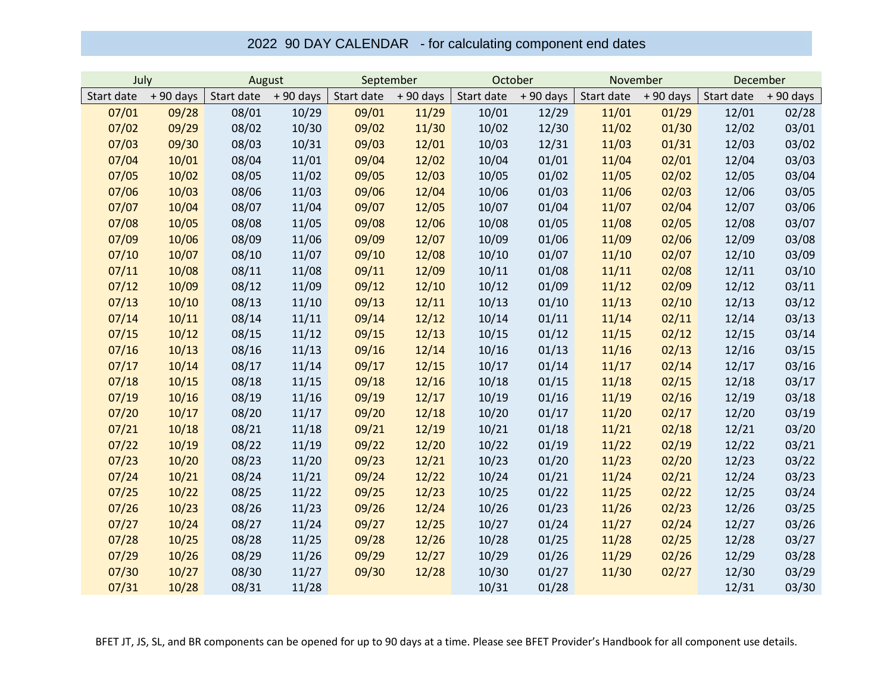# 2022 90 DAY CALENDAR - for calculating component end dates

| July | | August | | September | | October | | November | | December | |
|---|---|---|---|---|---|---|---|---|---|---|---|
| Start date | + 90 days | Start date | + 90 days | Start date | + 90 days | Start date | + 90 days | Start date | + 90 days | Start date | + 90 days |
| 07/01 | 09/28 | 08/01 | 10/29 | 09/01 | 11/29 | 10/01 | 12/29 | 11/01 | 01/29 | 12/01 | 02/28 |
| 07/02 | 09/29 | 08/02 | 10/30 | 09/02 | 11/30 | 10/02 | 12/30 | 11/02 | 01/30 | 12/02 | 03/01 |
| 07/03 | 09/30 | 08/03 | 10/31 | 09/03 | 12/01 | 10/03 | 12/31 | 11/03 | 01/31 | 12/03 | 03/02 |
| 07/04 | 10/01 | 08/04 | 11/01 | 09/04 | 12/02 | 10/04 | 01/01 | 11/04 | 02/01 | 12/04 | 03/03 |
| 07/05 | 10/02 | 08/05 | 11/02 | 09/05 | 12/03 | 10/05 | 01/02 | 11/05 | 02/02 | 12/05 | 03/04 |
| 07/06 | 10/03 | 08/06 | 11/03 | 09/06 | 12/04 | 10/06 | 01/03 | 11/06 | 02/03 | 12/06 | 03/05 |
| 07/07 | 10/04 | 08/07 | 11/04 | 09/07 | 12/05 | 10/07 | 01/04 | 11/07 | 02/04 | 12/07 | 03/06 |
| 07/08 | 10/05 | 08/08 | 11/05 | 09/08 | 12/06 | 10/08 | 01/05 | 11/08 | 02/05 | 12/08 | 03/07 |
| 07/09 | 10/06 | 08/09 | 11/06 | 09/09 | 12/07 | 10/09 | 01/06 | 11/09 | 02/06 | 12/09 | 03/08 |
| 07/10 | 10/07 | 08/10 | 11/07 | 09/10 | 12/08 | 10/10 | 01/07 | 11/10 | 02/07 | 12/10 | 03/09 |
| 07/11 | 10/08 | 08/11 | 11/08 | 09/11 | 12/09 | 10/11 | 01/08 | 11/11 | 02/08 | 12/11 | 03/10 |
| 07/12 | 10/09 | 08/12 | 11/09 | 09/12 | 12/10 | 10/12 | 01/09 | 11/12 | 02/09 | 12/12 | 03/11 |
| 07/13 | 10/10 | 08/13 | 11/10 | 09/13 | 12/11 | 10/13 | 01/10 | 11/13 | 02/10 | 12/13 | 03/12 |
| 07/14 | 10/11 | 08/14 | 11/11 | 09/14 | 12/12 | 10/14 | 01/11 | 11/14 | 02/11 | 12/14 | 03/13 |
| 07/15 | 10/12 | 08/15 | 11/12 | 09/15 | 12/13 | 10/15 | 01/12 | 11/15 | 02/12 | 12/15 | 03/14 |
| 07/16 | 10/13 | 08/16 | 11/13 | 09/16 | 12/14 | 10/16 | 01/13 | 11/16 | 02/13 | 12/16 | 03/15 |
| 07/17 | 10/14 | 08/17 | 11/14 | 09/17 | 12/15 | 10/17 | 01/14 | 11/17 | 02/14 | 12/17 | 03/16 |
| 07/18 | 10/15 | 08/18 | 11/15 | 09/18 | 12/16 | 10/18 | 01/15 | 11/18 | 02/15 | 12/18 | 03/17 |
| 07/19 | 10/16 | 08/19 | 11/16 | 09/19 | 12/17 | 10/19 | 01/16 | 11/19 | 02/16 | 12/19 | 03/18 |
| 07/20 | 10/17 | 08/20 | 11/17 | 09/20 | 12/18 | 10/20 | 01/17 | 11/20 | 02/17 | 12/20 | 03/19 |
| 07/21 | 10/18 | 08/21 | 11/18 | 09/21 | 12/19 | 10/21 | 01/18 | 11/21 | 02/18 | 12/21 | 03/20 |
| 07/22 | 10/19 | 08/22 | 11/19 | 09/22 | 12/20 | 10/22 | 01/19 | 11/22 | 02/19 | 12/22 | 03/21 |
| 07/23 | 10/20 | 08/23 | 11/20 | 09/23 | 12/21 | 10/23 | 01/20 | 11/23 | 02/20 | 12/23 | 03/22 |
| 07/24 | 10/21 | 08/24 | 11/21 | 09/24 | 12/22 | 10/24 | 01/21 | 11/24 | 02/21 | 12/24 | 03/23 |
| 07/25 | 10/22 | 08/25 | 11/22 | 09/25 | 12/23 | 10/25 | 01/22 | 11/25 | 02/22 | 12/25 | 03/24 |
| 07/26 | 10/23 | 08/26 | 11/23 | 09/26 | 12/24 | 10/26 | 01/23 | 11/26 | 02/23 | 12/26 | 03/25 |
| 07/27 | 10/24 | 08/27 | 11/24 | 09/27 | 12/25 | 10/27 | 01/24 | 11/27 | 02/24 | 12/27 | 03/26 |
| 07/28 | 10/25 | 08/28 | 11/25 | 09/28 | 12/26 | 10/28 | 01/25 | 11/28 | 02/25 | 12/28 | 03/27 |
| 07/29 | 10/26 | 08/29 | 11/26 | 09/29 | 12/27 | 10/29 | 01/26 | 11/29 | 02/26 | 12/29 | 03/28 |
| 07/30 | 10/27 | 08/30 | 11/27 | 09/30 | 12/28 | 10/30 | 01/27 | 11/30 | 02/27 | 12/30 | 03/29 |
| 07/31 | 10/28 | 08/31 | 11/28 | | | 10/31 | 01/28 | | | 12/31 | 03/30 |

BFET JT, JS, SL, and BR components can be opened for up to 90 days at a time. Please see BFET Provider's Handbook for all component use details.